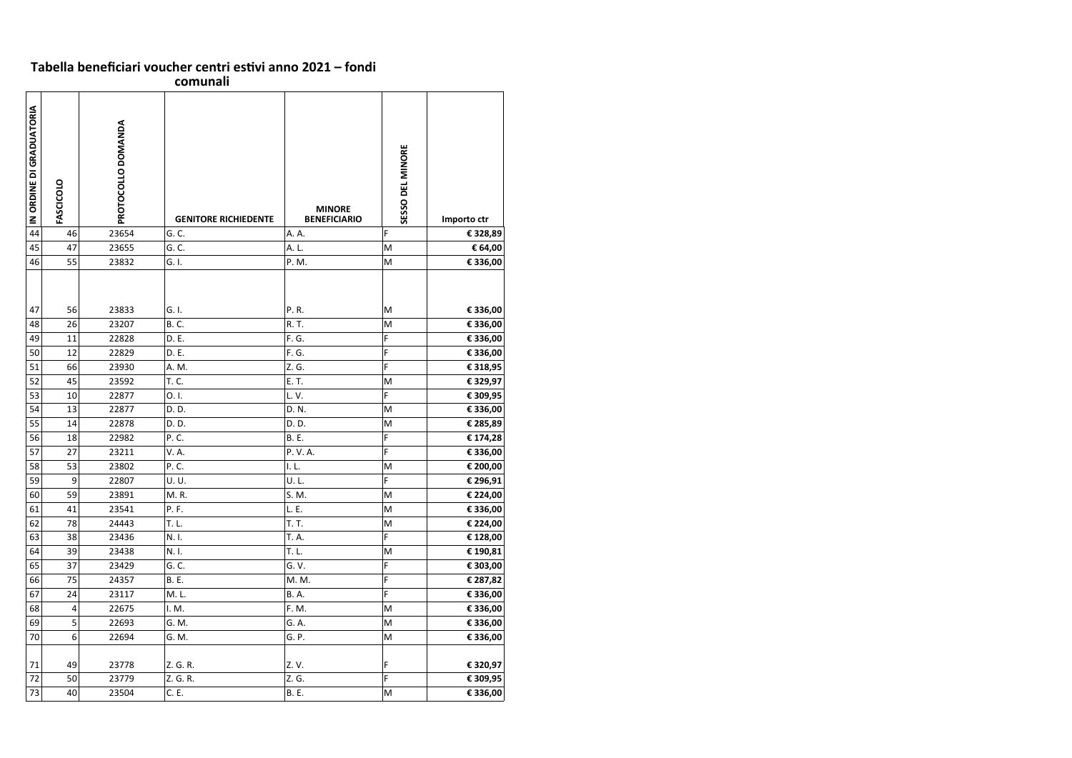## Tabella beneficiari voucher centri estivi anno 2021 – fondi comunali

| IN ORDINE DI GRADUATORIA | FASCICOLO | PROTOCOLLO DOMANDA | GENITORE RICHIEDENTE | MINORE BENEFICIARIO | SESSO DEL MINORE | Importo ctr |
|---|---|---|---|---|---|---|
| 44 | 46 | 23654 | G. C. | A. A. | F | € 328,89 |
| 45 | 47 | 23655 | G. C. | A. L. | M | € 64,00 |
| 46 | 55 | 23832 | G. I. | P. M. | M | € 336,00 |
| 47 | 56 | 23833 | G. I. | P. R. | M | € 336,00 |
| 48 | 26 | 23207 | B. C. | R. T. | M | € 336,00 |
| 49 | 11 | 22828 | D. E. | F. G. | F | € 336,00 |
| 50 | 12 | 22829 | D. E. | F. G. | F | € 336,00 |
| 51 | 66 | 23930 | A. M. | Z. G. | F | € 318,95 |
| 52 | 45 | 23592 | T. C. | E. T. | M | € 329,97 |
| 53 | 10 | 22877 | O. I. | L. V. | F | € 309,95 |
| 54 | 13 | 22877 | D. D. | D. N. | M | € 336,00 |
| 55 | 14 | 22878 | D. D. | D. D. | M | € 285,89 |
| 56 | 18 | 22982 | P. C. | B. E. | F | € 174,28 |
| 57 | 27 | 23211 | V. A. | P. V. A. | F | € 336,00 |
| 58 | 53 | 23802 | P. C. | I. L. | M | € 200,00 |
| 59 | 9 | 22807 | U. U. | U. L. | F | € 296,91 |
| 60 | 59 | 23891 | M. R. | S. M. | M | € 224,00 |
| 61 | 41 | 23541 | P. F. | L. E. | M | € 336,00 |
| 62 | 78 | 24443 | T. L. | T. T. | M | € 224,00 |
| 63 | 38 | 23436 | N. I. | T. A. | F | € 128,00 |
| 64 | 39 | 23438 | N. I. | T. L. | M | € 190,81 |
| 65 | 37 | 23429 | G. C. | G. V. | F | € 303,00 |
| 66 | 75 | 24357 | B. E. | M. M. | F | € 287,82 |
| 67 | 24 | 23117 | M. L. | B. A. | F | € 336,00 |
| 68 | 4 | 22675 | I. M. | F. M. | M | € 336,00 |
| 69 | 5 | 22693 | G. M. | G. A. | M | € 336,00 |
| 70 | 6 | 22694 | G. M. | G. P. | M | € 336,00 |
| 71 | 49 | 23778 | Z. G. R. | Z. V. | F | € 320,97 |
| 72 | 50 | 23779 | Z. G. R. | Z. G. | F | € 309,95 |
| 73 | 40 | 23504 | C. E. | B. E. | M | € 336,00 |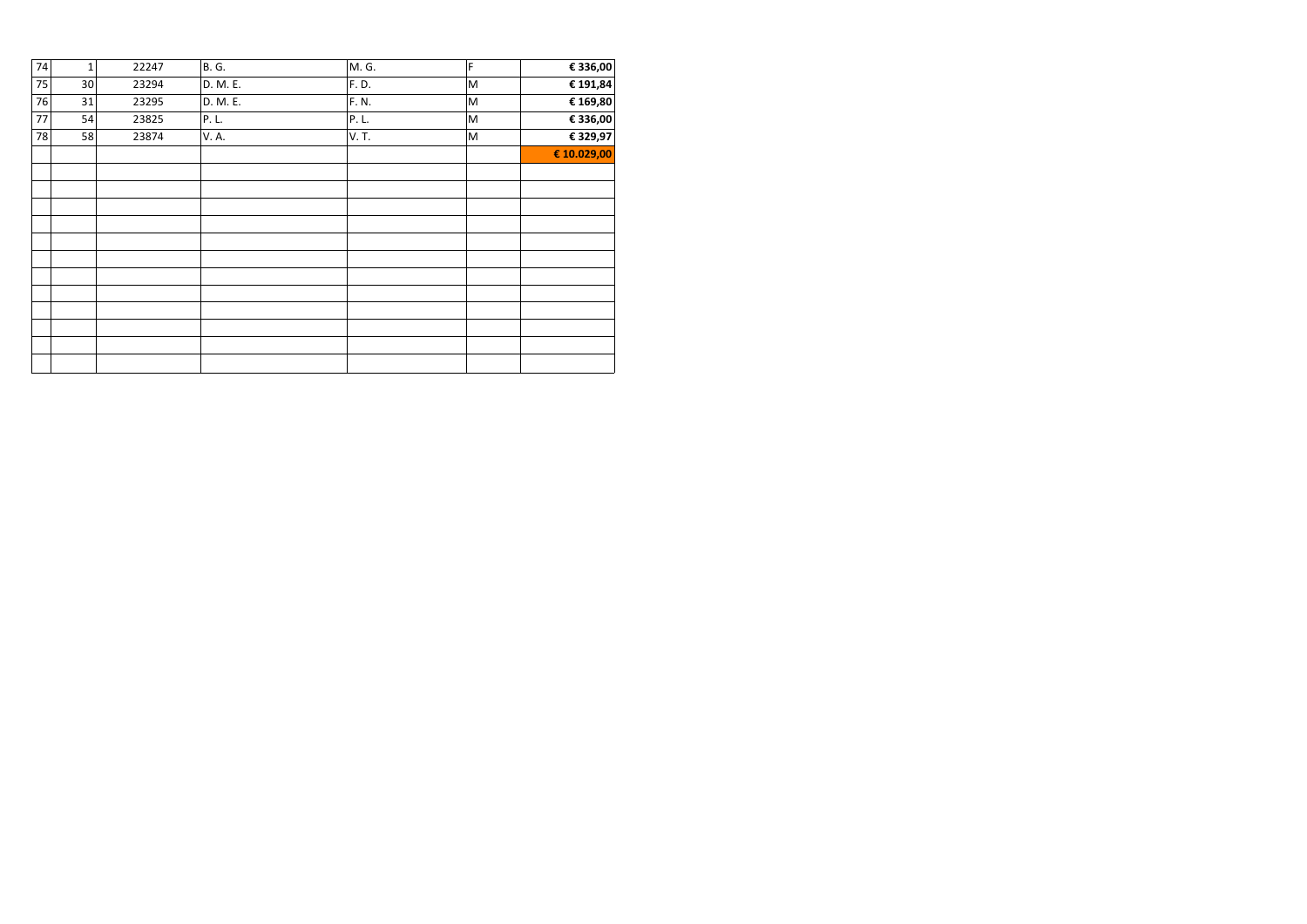| | | | | | | |
|---|---|---|---|---|---|---|
| 74 | 1 | 22247 | B. G. | M. G. | F | **€ 336,00** |
| 75 | 30 | 23294 | D. M. E. | F. D. | M | **€ 191,84** |
| 76 | 31 | 23295 | D. M. E. | F. N. | M | **€ 169,80** |
| 77 | 54 | 23825 | P. L. | P. L. | M | **€ 336,00** |
| 78 | 58 | 23874 | V. A. | V. T. | M | **€ 329,97** |
| | | | | | | **€ 10.029,00** |
| | | | | | | |
| | | | | | | |
| | | | | | | |
| | | | | | | |
| | | | | | | |
| | | | | | | |
| | | | | | | |
| | | | | | | |
| | | | | | | |
| | | | | | | |
| | | | | | | |
| | | | | | | |